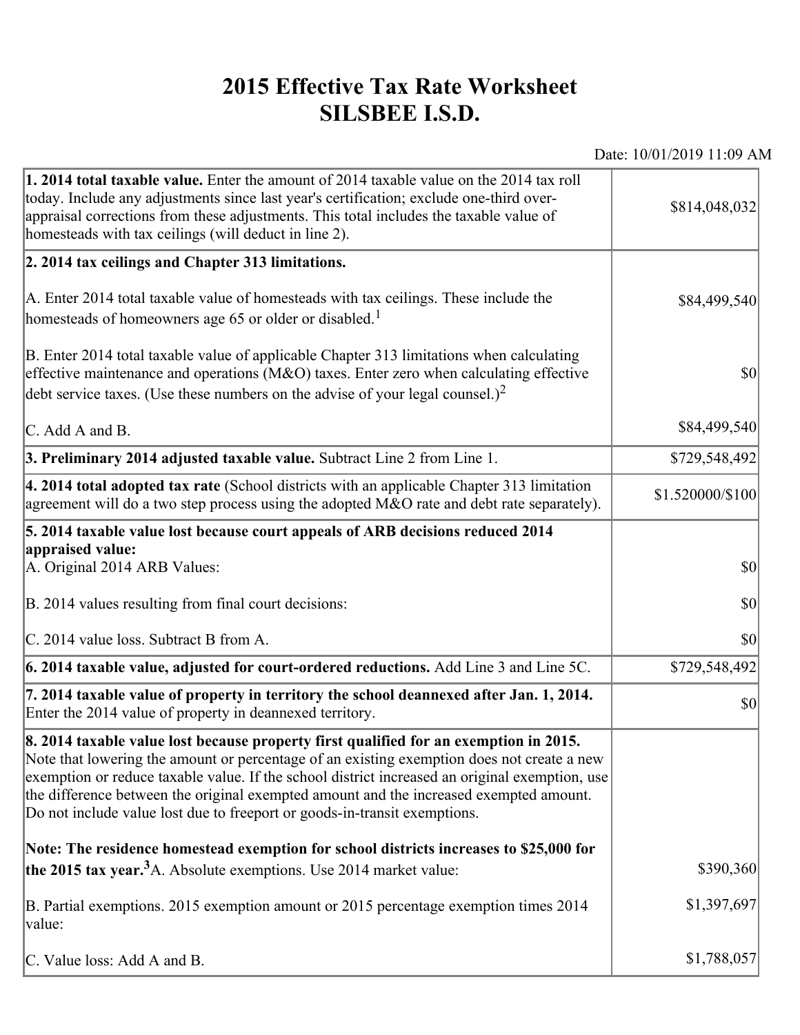# 2015 Effective Tax Rate Worksheet
# SILSBEE I.S.D.

Date: 10/01/2019 11:09 AM

| | |
|---|---|
| **1. 2014 total taxable value.** Enter the amount of 2014 taxable value on the 2014 tax roll today. Include any adjustments since last year's certification; exclude one-third over-appraisal corrections from these adjustments. This total includes the taxable value of homesteads with tax ceilings (will deduct in line 2). | $814,048,032 |
| **2. 2014 tax ceilings and Chapter 313 limitations.** | |
| A. Enter 2014 total taxable value of homesteads with tax ceilings. These include the homesteads of homeowners age 65 or older or disabled.[1] | $84,499,540 |
| B. Enter 2014 total taxable value of applicable Chapter 313 limitations when calculating effective maintenance and operations (M&O) taxes. Enter zero when calculating effective debt service taxes. (Use these numbers on the advise of your legal counsel.)[2] | $0 |
| C. Add A and B. | $84,499,540 |
| **3. Preliminary 2014 adjusted taxable value.** Subtract Line 2 from Line 1. | $729,548,492 |
| **4. 2014 total adopted tax rate** (School districts with an applicable Chapter 313 limitation agreement will do a two step process using the adopted M&O rate and debt rate separately). | $1.520000/$100 |
| **5. 2014 taxable value lost because court appeals of ARB decisions reduced 2014 appraised value:** | |
| A. Original 2014 ARB Values: | $0 |
| B. 2014 values resulting from final court decisions: | $0 |
| C. 2014 value loss. Subtract B from A. | $0 |
| **6. 2014 taxable value, adjusted for court-ordered reductions.** Add Line 3 and Line 5C. | $729,548,492 |
| **7. 2014 taxable value of property in territory the school deannexed after Jan. 1, 2014.** Enter the 2014 value of property in deannexed territory. | $0 |
| **8. 2014 taxable value lost because property first qualified for an exemption in 2015.** Note that lowering the amount or percentage of an existing exemption does not create a new exemption or reduce taxable value. If the school district increased an original exemption, use the difference between the original exempted amount and the increased exempted amount. Do not include value lost due to freeport or goods-in-transit exemptions. | |
| **Note: The residence homestead exemption for school districts increases to $25,000 for the 2015 tax year.[3]** A. Absolute exemptions. Use 2014 market value: | $390,360 |
| B. Partial exemptions. 2015 exemption amount or 2015 percentage exemption times 2014 value: | $1,397,697 |
| C. Value loss: Add A and B. | $1,788,057 |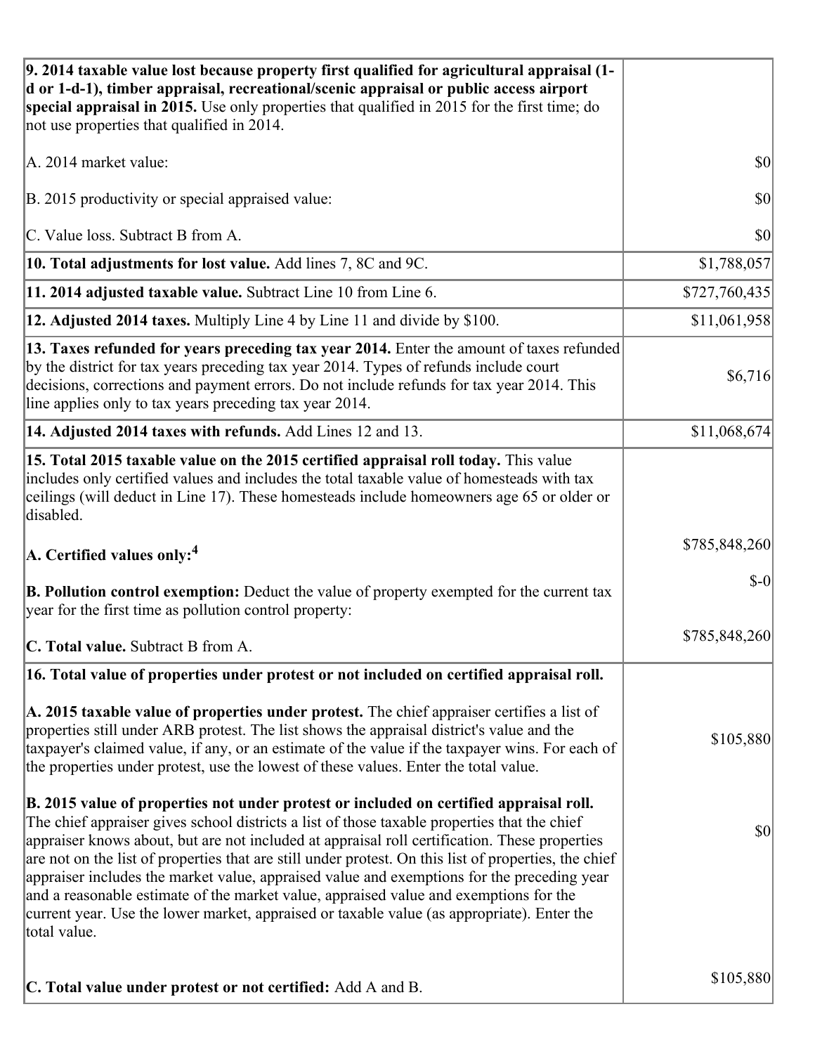| | |
|---|---|
| **9. 2014 taxable value lost because property first qualified for agricultural appraisal (1-d or 1-d-1), timber appraisal, recreational/scenic appraisal or public access airport special appraisal in 2015.** Use only properties that qualified in 2015 for the first time; do not use properties that qualified in 2014.<br><br>A. 2014 market value:<br><br>B. 2015 productivity or special appraised value:<br><br>C. Value loss. Subtract B from A. | <br><br><br><br>$0<br><br>$0<br><br>$0 |
| **10. Total adjustments for lost value.** Add lines 7, 8C and 9C. | $1,788,057 |
| **11. 2014 adjusted taxable value.** Subtract Line 10 from Line 6. | $727,760,435 |
| **12. Adjusted 2014 taxes.** Multiply Line 4 by Line 11 and divide by $100. | $11,061,958 |
| **13. Taxes refunded for years preceding tax year 2014.** Enter the amount of taxes refunded by the district for tax years preceding tax year 2014. Types of refunds include court decisions, corrections and payment errors. Do not include refunds for tax year 2014. This line applies only to tax years preceding tax year 2014. | $6,716 |
| **14. Adjusted 2014 taxes with refunds.** Add Lines 12 and 13. | $11,068,674 |
| **15. Total 2015 taxable value on the 2015 certified appraisal roll today.** This value includes only certified values and includes the total taxable value of homesteads with tax ceilings (will deduct in Line 17). These homesteads include homeowners age 65 or older or disabled.<br><br>**A. Certified values only:**[4]<br><br>**B. Pollution control exemption:** Deduct the value of property exempted for the current tax year for the first time as pollution control property:<br><br>**C. Total value.** Subtract B from A. | <br><br><br><br>$785,848,260<br><br>$-0<br><br>$785,848,260 |
| **16. Total value of properties under protest or not included on certified appraisal roll.**<br><br>**A. 2015 taxable value of properties under protest.** The chief appraiser certifies a list of properties still under ARB protest. The list shows the appraisal district's value and the taxpayer's claimed value, if any, or an estimate of the value if the taxpayer wins. For each of the properties under protest, use the lowest of these values. Enter the total value.<br><br>**B. 2015 value of properties not under protest or included on certified appraisal roll.** The chief appraiser gives school districts a list of those taxable properties that the chief appraiser knows about, but are not included at appraisal roll certification. These properties are not on the list of properties that are still under protest. On this list of properties, the chief appraiser includes the market value, appraised value and exemptions for the preceding year and a reasonable estimate of the market value, appraised value and exemptions for the current year. Use the lower market, appraised or taxable value (as appropriate). Enter the total value.<br><br>**C. Total value under protest or not certified:** Add A and B. | <br><br>$105,880<br><br>$0<br><br>$105,880 |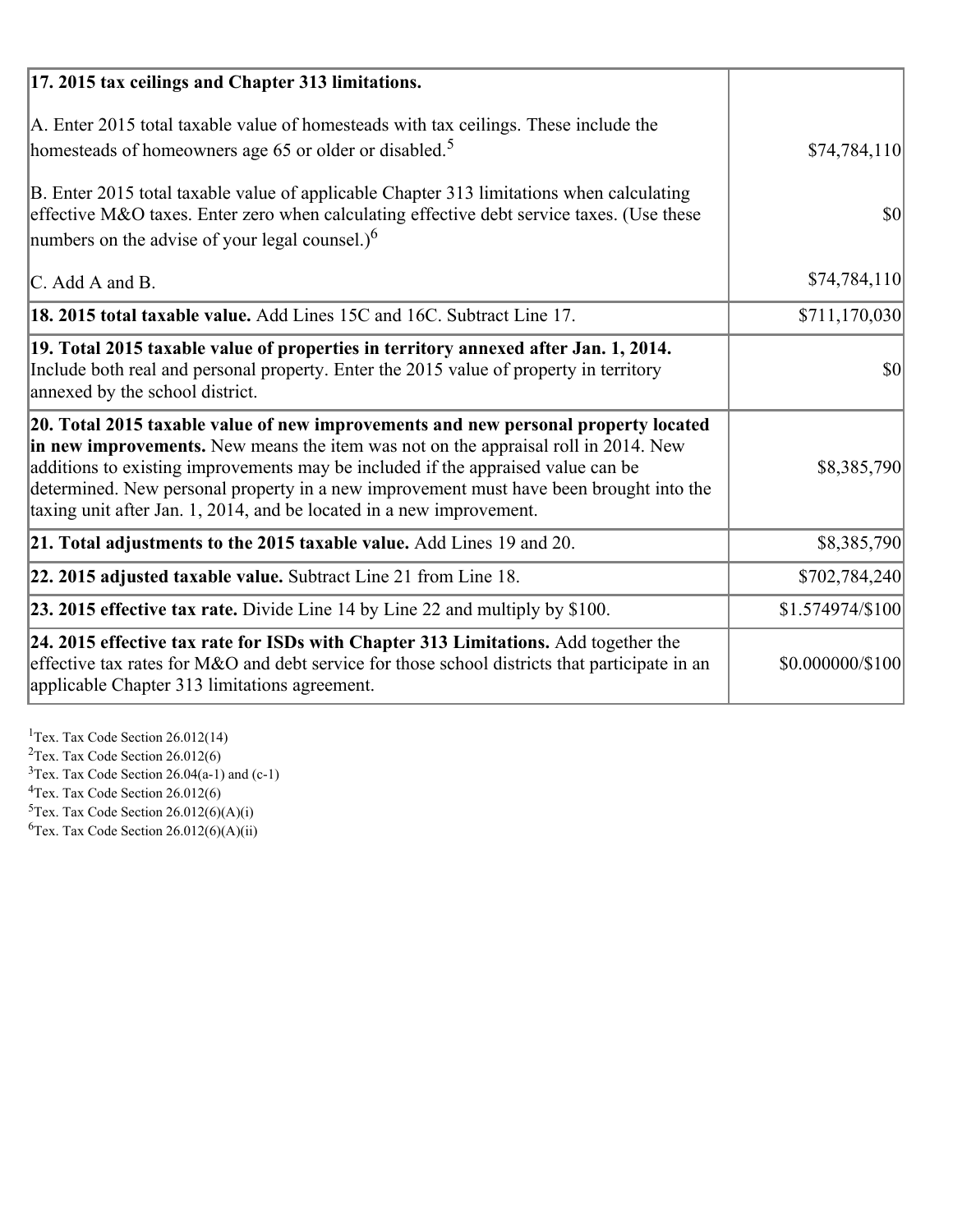| | |
|---|---|
| **17. 2015 tax ceilings and Chapter 313 limitations.** | |
| A. Enter 2015 total taxable value of homesteads with tax ceilings. These include the homesteads of homeowners age 65 or older or disabled.[5] | $74,784,110 |
| B. Enter 2015 total taxable value of applicable Chapter 313 limitations when calculating effective M&O taxes. Enter zero when calculating effective debt service taxes. (Use these numbers on the advise of your legal counsel.)[6] | $0 |
| C. Add A and B. | $74,784,110 |
| **18. 2015 total taxable value.** Add Lines 15C and 16C. Subtract Line 17. | $711,170,030 |
| **19. Total 2015 taxable value of properties in territory annexed after Jan. 1, 2014.** Include both real and personal property. Enter the 2015 value of property in territory annexed by the school district. | $0 |
| **20. Total 2015 taxable value of new improvements and new personal property located in new improvements.** New means the item was not on the appraisal roll in 2014. New additions to existing improvements may be included if the appraised value can be determined. New personal property in a new improvement must have been brought into the taxing unit after Jan. 1, 2014, and be located in a new improvement. | $8,385,790 |
| **21. Total adjustments to the 2015 taxable value.** Add Lines 19 and 20. | $8,385,790 |
| **22. 2015 adjusted taxable value.** Subtract Line 21 from Line 18. | $702,784,240 |
| **23. 2015 effective tax rate.** Divide Line 14 by Line 22 and multiply by $100. | $1.574974/$100 |
| **24. 2015 effective tax rate for ISDs with Chapter 313 Limitations.** Add together the effective tax rates for M&O and debt service for those school districts that participate in an applicable Chapter 313 limitations agreement. | $0.000000/$100 |

[1]Tex. Tax Code Section 26.012(14)
[2]Tex. Tax Code Section 26.012(6)
[3]Tex. Tax Code Section 26.04(a-1) and (c-1)
[4]Tex. Tax Code Section 26.012(6)
[5]Tex. Tax Code Section 26.012(6)(A)(i)
[6]Tex. Tax Code Section 26.012(6)(A)(ii)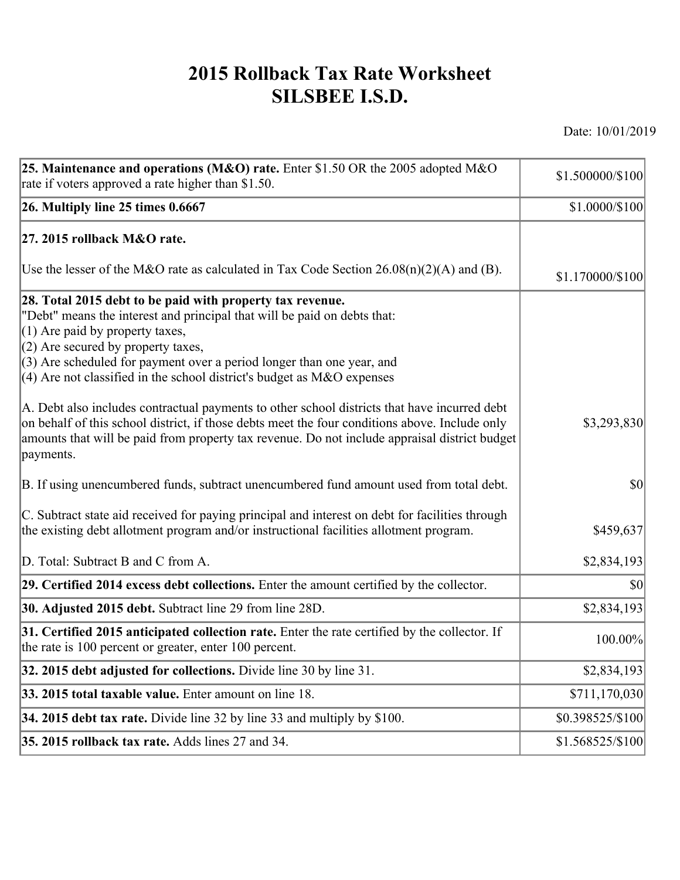# 2015 Rollback Tax Rate Worksheet
# SILSBEE I.S.D.

Date: 10/01/2019

| | |
|---|---|
| **25. Maintenance and operations (M&O) rate.** Enter $1.50 OR the 2005 adopted M&O rate if voters approved a rate higher than $1.50. | $1.500000/$100 |
| **26. Multiply line 25 times 0.6667** | $1.0000/$100 |
| **27. 2015 rollback M&O rate.**<br><br>Use the lesser of the M&O rate as calculated in Tax Code Section 26.08(n)(2)(A) and (B). | $1.170000/$100 |
| **28. Total 2015 debt to be paid with property tax revenue.**<br>"Debt" means the interest and principal that will be paid on debts that:<br>(1) Are paid by property taxes,<br>(2) Are secured by property taxes,<br>(3) Are scheduled for payment over a period longer than one year, and<br>(4) Are not classified in the school district's budget as M&O expenses<br><br>A. Debt also includes contractual payments to other school districts that have incurred debt on behalf of this school district, if those debts meet the four conditions above. Include only amounts that will be paid from property tax revenue. Do not include appraisal district budget payments. | $3,293,830 |
| B. If using unencumbered funds, subtract unencumbered fund amount used from total debt. | $0 |
| C. Subtract state aid received for paying principal and interest on debt for facilities through the existing debt allotment program and/or instructional facilities allotment program. | $459,637 |
| D. Total: Subtract B and C from A. | $2,834,193 |
| **29. Certified 2014 excess debt collections.** Enter the amount certified by the collector. | $0 |
| **30. Adjusted 2015 debt.** Subtract line 29 from line 28D. | $2,834,193 |
| **31. Certified 2015 anticipated collection rate.** Enter the rate certified by the collector. If the rate is 100 percent or greater, enter 100 percent. | 100.00% |
| **32. 2015 debt adjusted for collections.** Divide line 30 by line 31. | $2,834,193 |
| **33. 2015 total taxable value.** Enter amount on line 18. | $711,170,030 |
| **34. 2015 debt tax rate.** Divide line 32 by line 33 and multiply by $100. | $0.398525/$100 |
| **35. 2015 rollback tax rate.** Adds lines 27 and 34. | $1.568525/$100 |